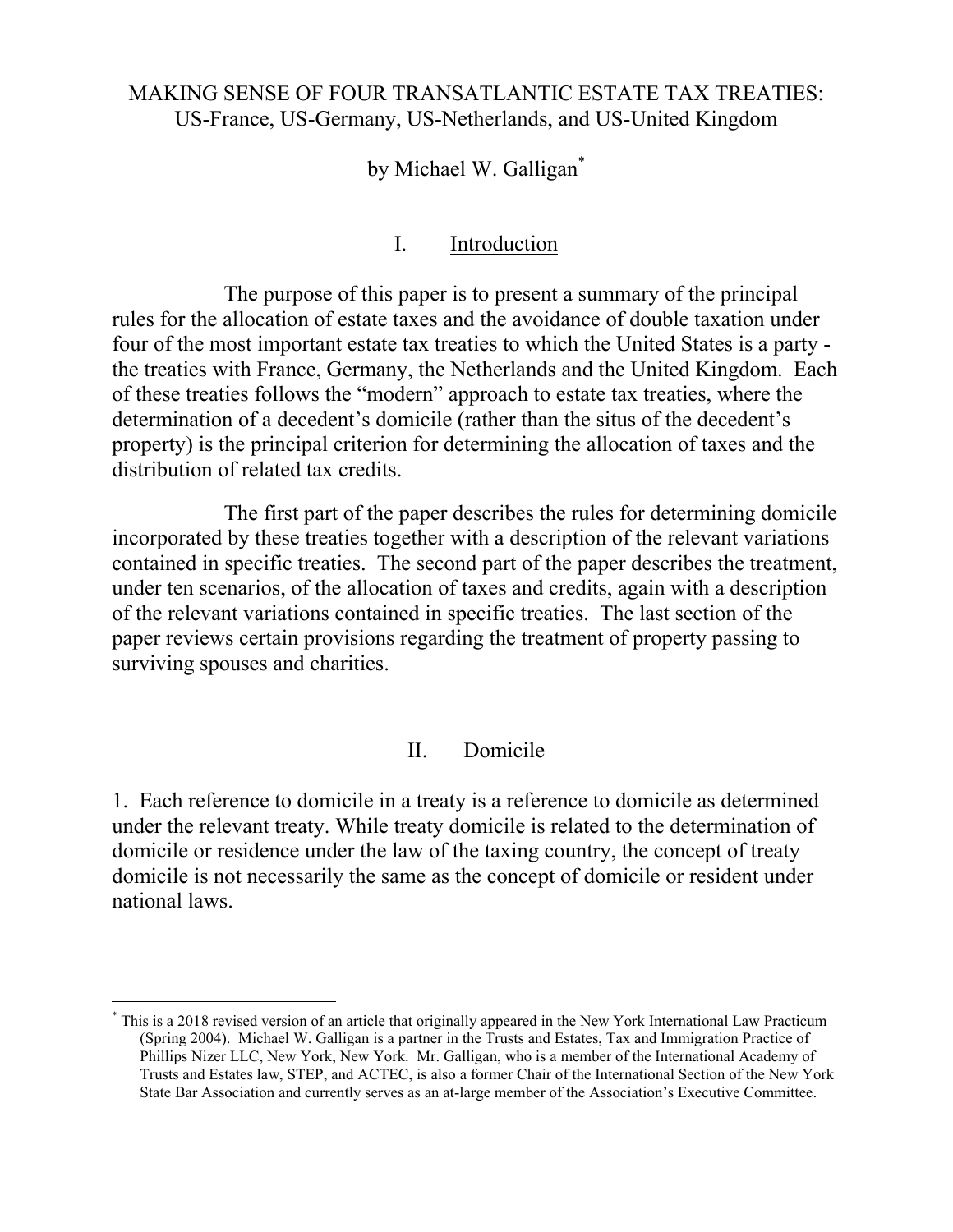# MAKING SENSE OF FOUR TRANSATLANTIC ESTATE TAX TREATIES:
## US-France, US-Germany, US-Netherlands, and US-United Kingdom

by Michael W. Galligan*

## I. Introduction

The purpose of this paper is to present a summary of the principal rules for the allocation of estate taxes and the avoidance of double taxation under four of the most important estate tax treaties to which the United States is a party - the treaties with France, Germany, the Netherlands and the United Kingdom. Each of these treaties follows the "modern" approach to estate tax treaties, where the determination of a decedent's domicile (rather than the situs of the decedent's property) is the principal criterion for determining the allocation of taxes and the distribution of related tax credits.

The first part of the paper describes the rules for determining domicile incorporated by these treaties together with a description of the relevant variations contained in specific treaties. The second part of the paper describes the treatment, under ten scenarios, of the allocation of taxes and credits, again with a description of the relevant variations contained in specific treaties. The last section of the paper reviews certain provisions regarding the treatment of property passing to surviving spouses and charities.

## II. Domicile

1. Each reference to domicile in a treaty is a reference to domicile as determined under the relevant treaty. While treaty domicile is related to the determination of domicile or residence under the law of the taxing country, the concept of treaty domicile is not necessarily the same as the concept of domicile or resident under national laws.

---

* This is a 2018 revised version of an article that originally appeared in the New York International Law Practicum (Spring 2004). Michael W. Galligan is a partner in the Trusts and Estates, Tax and Immigration Practice of Phillips Nizer LLC, New York, New York. Mr. Galligan, who is a member of the International Academy of Trusts and Estates law, STEP, and ACTEC, is also a former Chair of the International Section of the New York State Bar Association and currently serves as an at-large member of the Association's Executive Committee.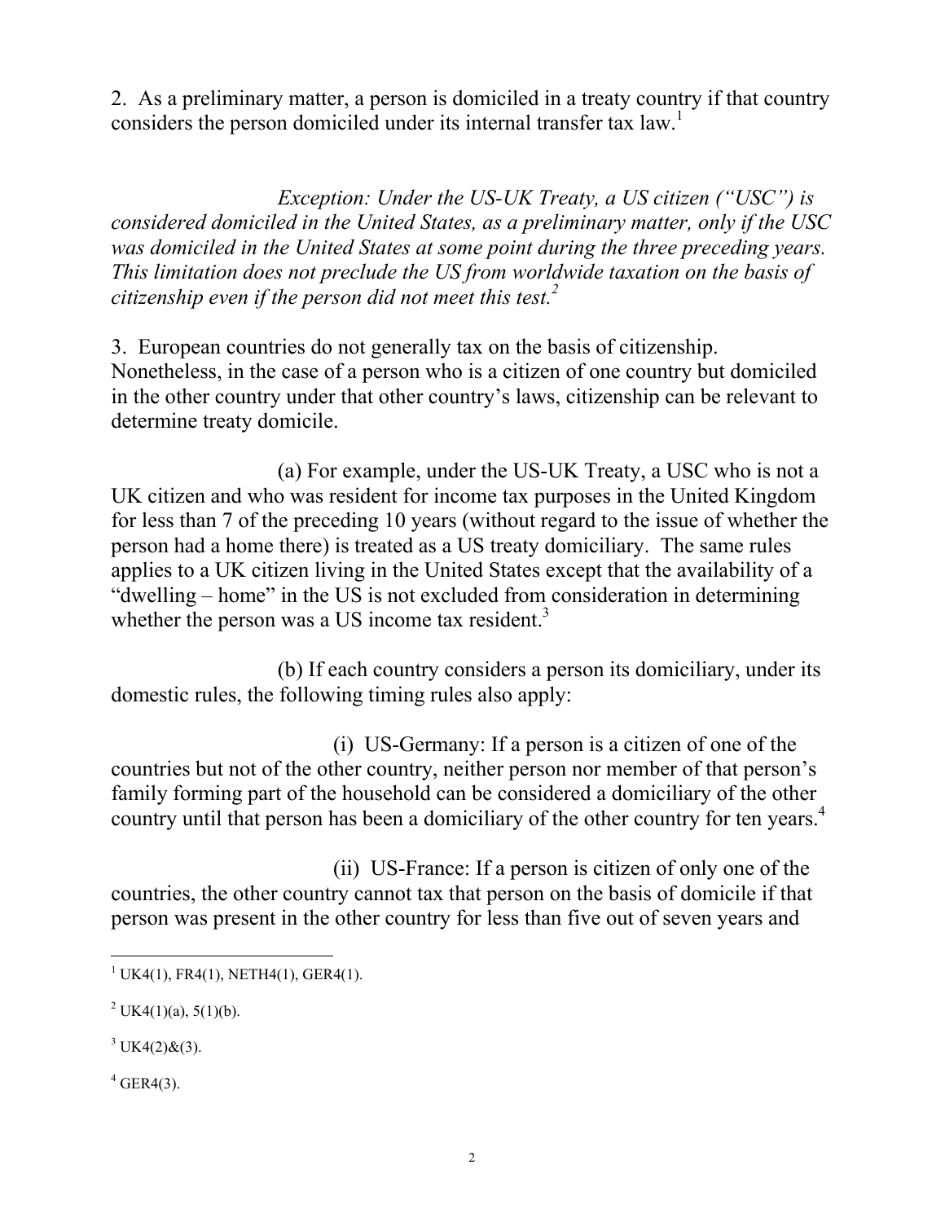2. As a preliminary matter, a person is domiciled in a treaty country if that country considers the person domiciled under its internal transfer tax law.[1]

*Exception: Under the US-UK Treaty, a US citizen ("USC") is considered domiciled in the United States, as a preliminary matter, only if the USC was domiciled in the United States at some point during the three preceding years. This limitation does not preclude the US from worldwide taxation on the basis of citizenship even if the person did not meet this test.*[2]

3. European countries do not generally tax on the basis of citizenship. Nonetheless, in the case of a person who is a citizen of one country but domiciled in the other country under that other country's laws, citizenship can be relevant to determine treaty domicile.

(a) For example, under the US-UK Treaty, a USC who is not a UK citizen and who was resident for income tax purposes in the United Kingdom for less than 7 of the preceding 10 years (without regard to the issue of whether the person had a home there) is treated as a US treaty domiciliary. The same rules applies to a UK citizen living in the United States except that the availability of a "dwelling – home" in the US is not excluded from consideration in determining whether the person was a US income tax resident.[3]

(b) If each country considers a person its domiciliary, under its domestic rules, the following timing rules also apply:

(i) US-Germany: If a person is a citizen of one of the countries but not of the other country, neither person nor member of that person's family forming part of the household can be considered a domiciliary of the other country until that person has been a domiciliary of the other country for ten years.[4]

(ii) US-France: If a person is citizen of only one of the countries, the other country cannot tax that person on the basis of domicile if that person was present in the other country for less than five out of seven years and

---

[1] UK4(1), FR4(1), NETH4(1), GER4(1).

[2] UK4(1)(a), 5(1)(b).

[3] UK4(2)&(3).

[4] GER4(3).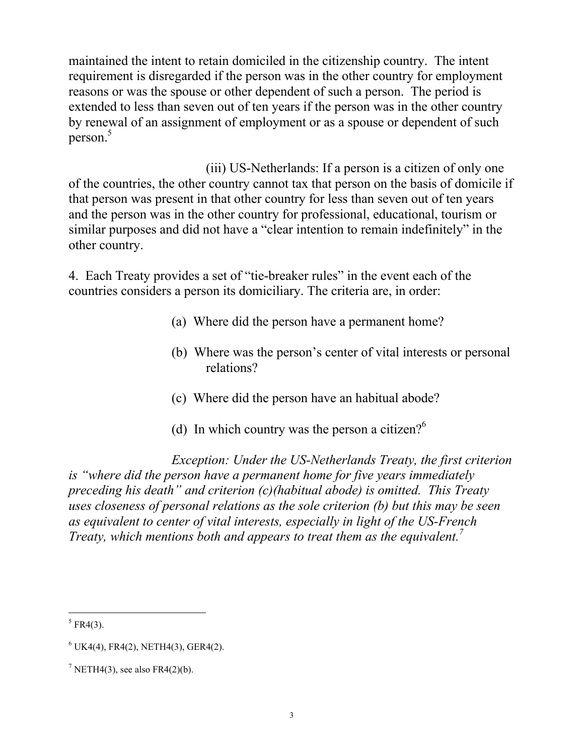maintained the intent to retain domiciled in the citizenship country. The intent requirement is disregarded if the person was in the other country for employment reasons or was the spouse or other dependent of such a person. The period is extended to less than seven out of ten years if the person was in the other country by renewal of an assignment of employment or as a spouse or dependent of such person.[5]

(iii) US-Netherlands: If a person is a citizen of only one of the countries, the other country cannot tax that person on the basis of domicile if that person was present in that other country for less than seven out of ten years and the person was in the other country for professional, educational, tourism or similar purposes and did not have a "clear intention to remain indefinitely" in the other country.

4. Each Treaty provides a set of "tie-breaker rules" in the event each of the countries considers a person its domiciliary. The criteria are, in order:

(a) Where did the person have a permanent home?

(b) Where was the person's center of vital interests or personal relations?

(c) Where did the person have an habitual abode?

(d) In which country was the person a citizen?[6]

*Exception: Under the US-Netherlands Treaty, the first criterion is "where did the person have a permanent home for five years immediately preceding his death" and criterion (c)(habitual abode) is omitted. This Treaty uses closeness of personal relations as the sole criterion (b) but this may be seen as equivalent to center of vital interests, especially in light of the US-French Treaty, which mentions both and appears to treat them as the equivalent.*[7]

---

[5] FR4(3).

[6] UK4(4), FR4(2), NETH4(3), GER4(2).

[7] NETH4(3), see also FR4(2)(b).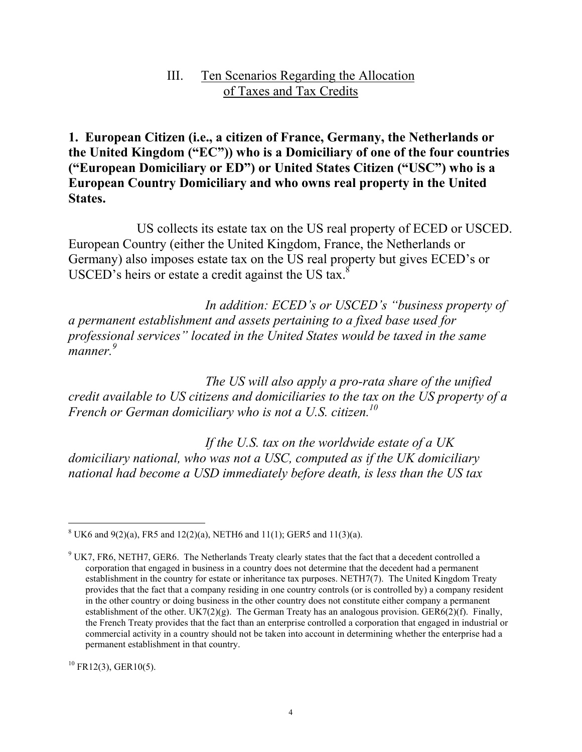## III. Ten Scenarios Regarding the Allocation of Taxes and Tax Credits

**1. European Citizen (i.e., a citizen of France, Germany, the Netherlands or the United Kingdom ("EC")) who is a Domiciliary of one of the four countries ("European Domiciliary or ED") or United States Citizen ("USC") who is a European Country Domiciliary and who owns real property in the United States.**

US collects its estate tax on the US real property of ECED or USCED. European Country (either the United Kingdom, France, the Netherlands or Germany) also imposes estate tax on the US real property but gives ECED's or USCED's heirs or estate a credit against the US tax.[8]

*In addition: ECED's or USCED's "business property of a permanent establishment and assets pertaining to a fixed base used for professional services" located in the United States would be taxed in the same manner.[9]*

*The US will also apply a pro-rata share of the unified credit available to US citizens and domiciliaries to the tax on the US property of a French or German domiciliary who is not a U.S. citizen.[10]*

*If the U.S. tax on the worldwide estate of a UK domiciliary national, who was not a USC, computed as if the UK domiciliary national had become a USD immediately before death, is less than the US tax*

---

[8] UK6 and 9(2)(a), FR5 and 12(2)(a), NETH6 and 11(1); GER5 and 11(3)(a).

[9] UK7, FR6, NETH7, GER6. The Netherlands Treaty clearly states that the fact that a decedent controlled a corporation that engaged in business in a country does not determine that the decedent had a permanent establishment in the country for estate or inheritance tax purposes. NETH7(7). The United Kingdom Treaty provides that the fact that a company residing in one country controls (or is controlled by) a company resident in the other country or doing business in the other country does not constitute either company a permanent establishment of the other. UK7(2)(g). The German Treaty has an analogous provision. GER6(2)(f). Finally, the French Treaty provides that the fact than an enterprise controlled a corporation that engaged in industrial or commercial activity in a country should not be taken into account in determining whether the enterprise had a permanent establishment in that country.

[10] FR12(3), GER10(5).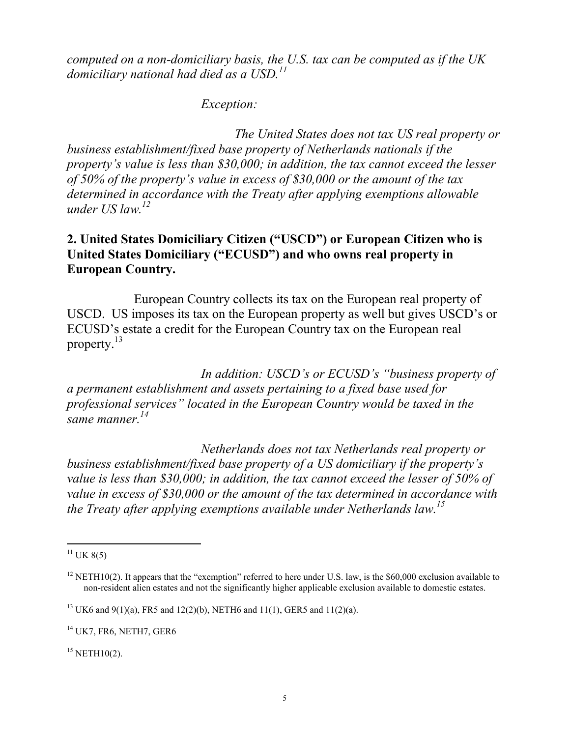*computed on a non-domiciliary basis, the U.S. tax can be computed as if the UK domiciliary national had died as a USD.*[11]

*Exception:*

*The United States does not tax US real property or business establishment/fixed base property of Netherlands nationals if the property's value is less than $30,000; in addition, the tax cannot exceed the lesser of 50% of the property's value in excess of $30,000 or the amount of the tax determined in accordance with the Treaty after applying exemptions allowable under US law.*[12]

## 2. United States Domiciliary Citizen ("USCD") or European Citizen who is United States Domiciliary ("ECUSD") and who owns real property in European Country.

European Country collects its tax on the European real property of USCD. US imposes its tax on the European property as well but gives USCD's or ECUSD's estate a credit for the European Country tax on the European real property.[13]

*In addition: USCD's or ECUSD's "business property of a permanent establishment and assets pertaining to a fixed base used for professional services" located in the European Country would be taxed in the same manner.*[14]

*Netherlands does not tax Netherlands real property or business establishment/fixed base property of a US domiciliary if the property's value is less than $30,000; in addition, the tax cannot exceed the lesser of 50% of value in excess of $30,000 or the amount of the tax determined in accordance with the Treaty after applying exemptions available under Netherlands law.*[15]

---

[11] UK 8(5)

[12] NETH10(2). It appears that the "exemption" referred to here under U.S. law, is the $60,000 exclusion available to non-resident alien estates and not the significantly higher applicable exclusion available to domestic estates.

[13] UK6 and 9(1)(a), FR5 and 12(2)(b), NETH6 and 11(1), GER5 and 11(2)(a).

[14] UK7, FR6, NETH7, GER6

[15] NETH10(2).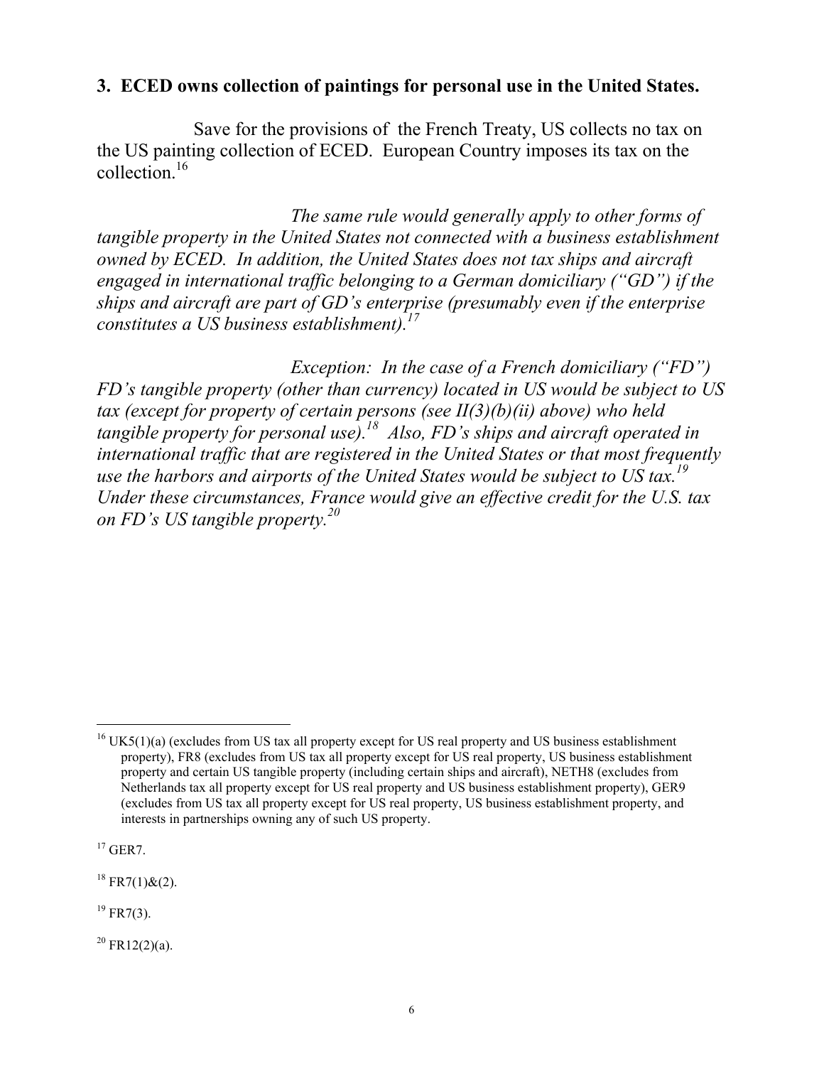### 3. ECED owns collection of paintings for personal use in the United States.

Save for the provisions of the French Treaty, US collects no tax on the US painting collection of ECED. European Country imposes its tax on the collection.[16]

*The same rule would generally apply to other forms of tangible property in the United States not connected with a business establishment owned by ECED. In addition, the United States does not tax ships and aircraft engaged in international traffic belonging to a German domiciliary ("GD") if the ships and aircraft are part of GD's enterprise (presumably even if the enterprise constitutes a US business establishment).[17]*

*Exception: In the case of a French domiciliary ("FD") FD's tangible property (other than currency) located in US would be subject to US tax (except for property of certain persons (see II(3)(b)(ii) above) who held tangible property for personal use).[18] Also, FD's ships and aircraft operated in international traffic that are registered in the United States or that most frequently use the harbors and airports of the United States would be subject to US tax.[19] Under these circumstances, France would give an effective credit for the U.S. tax on FD's US tangible property.[20]*

---

[16] UK5(1)(a) (excludes from US tax all property except for US real property and US business establishment property), FR8 (excludes from US tax all property except for US real property, US business establishment property and certain US tangible property (including certain ships and aircraft), NETH8 (excludes from Netherlands tax all property except for US real property and US business establishment property), GER9 (excludes from US tax all property except for US real property, US business establishment property, and interests in partnerships owning any of such US property.

[17] GER7.

[18] FR7(1)&(2).

[19] FR7(3).

[20] FR12(2)(a).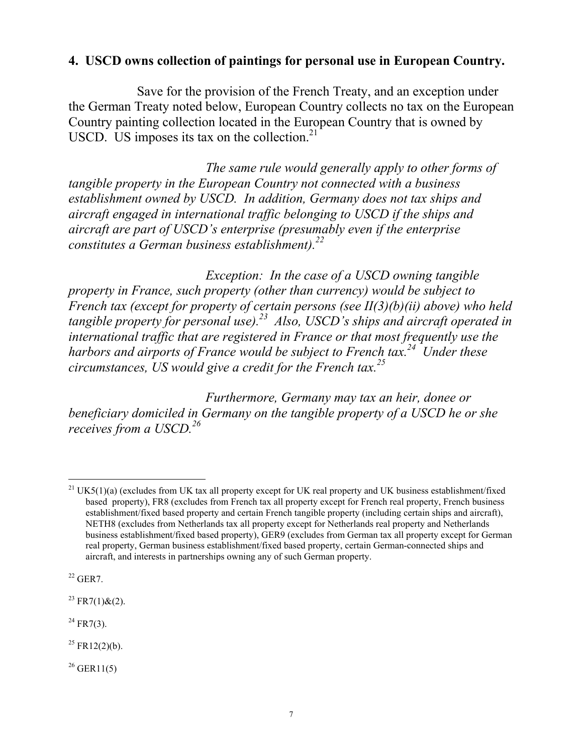### 4. USCD owns collection of paintings for personal use in European Country.

Save for the provision of the French Treaty, and an exception under the German Treaty noted below, European Country collects no tax on the European Country painting collection located in the European Country that is owned by USCD. US imposes its tax on the collection.[21]

*The same rule would generally apply to other forms of tangible property in the European Country not connected with a business establishment owned by USCD. In addition, Germany does not tax ships and aircraft engaged in international traffic belonging to USCD if the ships and aircraft are part of USCD's enterprise (presumably even if the enterprise constitutes a German business establishment).*[22]

*Exception: In the case of a USCD owning tangible property in France, such property (other than currency) would be subject to French tax (except for property of certain persons (see II(3)(b)(ii) above) who held tangible property for personal use).*[23] *Also, USCD's ships and aircraft operated in international traffic that are registered in France or that most frequently use the harbors and airports of France would be subject to French tax.*[24] *Under these circumstances, US would give a credit for the French tax.*[25]

*Furthermore, Germany may tax an heir, donee or beneficiary domiciled in Germany on the tangible property of a USCD he or she receives from a USCD.*[26]

---

[21] UK5(1)(a) (excludes from UK tax all property except for UK real property and UK business establishment/fixed based property), FR8 (excludes from French tax all property except for French real property, French business establishment/fixed based property and certain French tangible property (including certain ships and aircraft), NETH8 (excludes from Netherlands tax all property except for Netherlands real property and Netherlands business establishment/fixed based property), GER9 (excludes from German tax all property except for German real property, German business establishment/fixed based property, certain German-connected ships and aircraft, and interests in partnerships owning any of such German property.

[22] GER7.

[23] FR7(1)&(2).

[24] FR7(3).

[25] FR12(2)(b).

[26] GER11(5)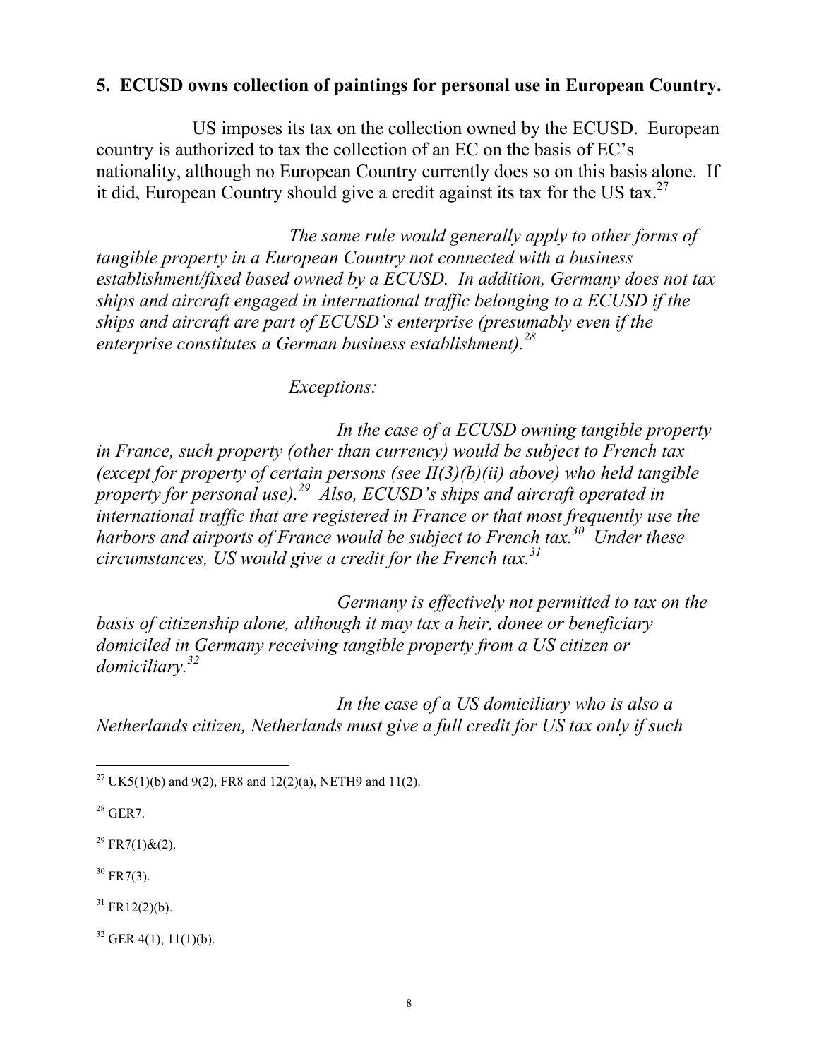**5. ECUSD owns collection of paintings for personal use in European Country.**

US imposes its tax on the collection owned by the ECUSD. European country is authorized to tax the collection of an EC on the basis of EC's nationality, although no European Country currently does so on this basis alone. If it did, European Country should give a credit against its tax for the US tax.[27]

*The same rule would generally apply to other forms of tangible property in a European Country not connected with a business establishment/fixed based owned by a ECUSD. In addition, Germany does not tax ships and aircraft engaged in international traffic belonging to a ECUSD if the ships and aircraft are part of ECUSD's enterprise (presumably even if the enterprise constitutes a German business establishment).[28]*

*Exceptions:*

*In the case of a ECUSD owning tangible property in France, such property (other than currency) would be subject to French tax (except for property of certain persons (see II(3)(b)(ii) above) who held tangible property for personal use).[29] Also, ECUSD's ships and aircraft operated in international traffic that are registered in France or that most frequently use the harbors and airports of France would be subject to French tax.[30] Under these circumstances, US would give a credit for the French tax.[31]*

*Germany is effectively not permitted to tax on the basis of citizenship alone, although it may tax a heir, donee or beneficiary domiciled in Germany receiving tangible property from a US citizen or domiciliary.[32]*

*In the case of a US domiciliary who is also a Netherlands citizen, Netherlands must give a full credit for US tax only if such*

---

[27] UK5(1)(b) and 9(2), FR8 and 12(2)(a), NETH9 and 11(2).

[28] GER7.

[29] FR7(1)&(2).

[30] FR7(3).

[31] FR12(2)(b).

[32] GER 4(1), 11(1)(b).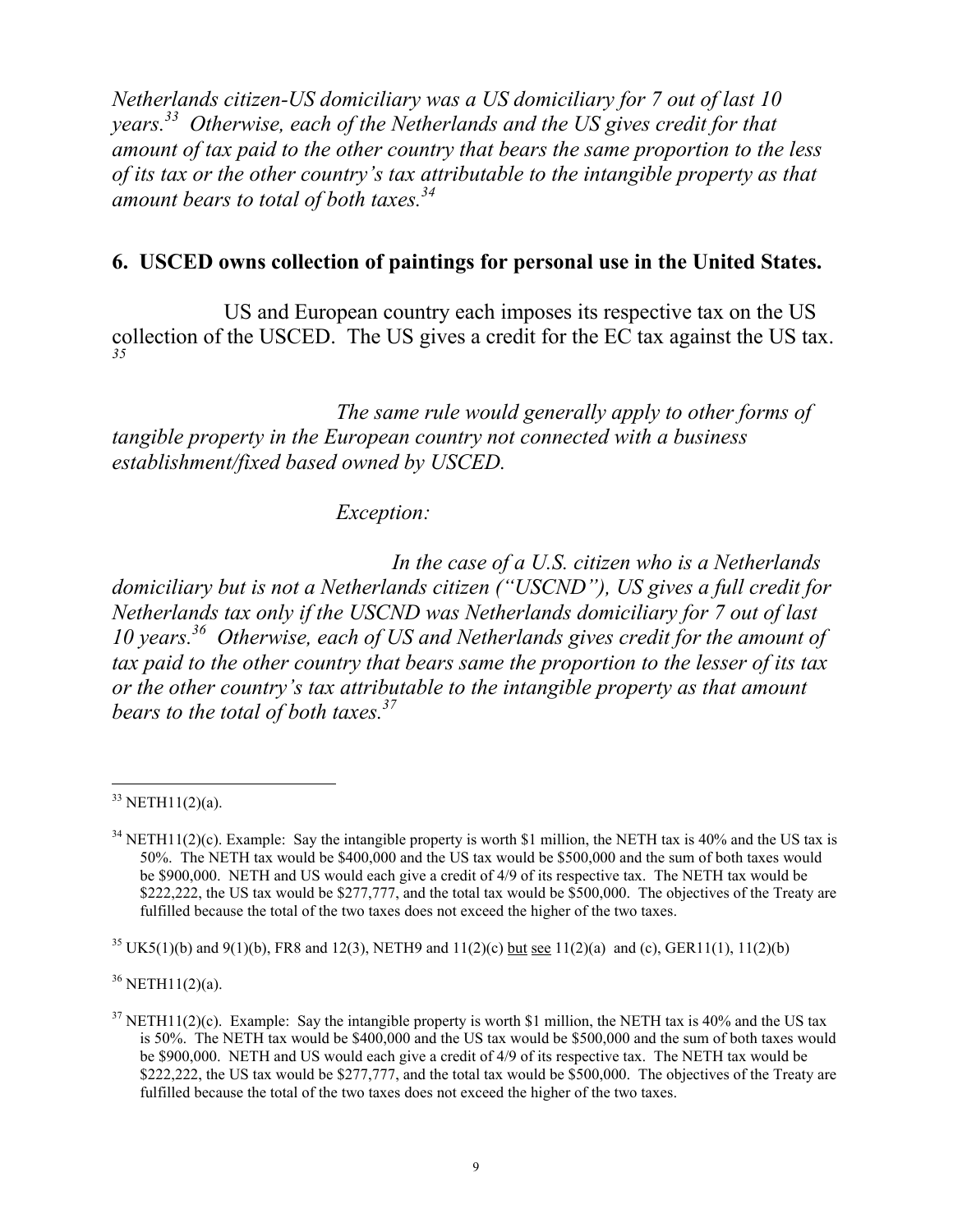*Netherlands citizen-US domiciliary was a US domiciliary for 7 out of last 10 years.*[33] *Otherwise, each of the Netherlands and the US gives credit for that amount of tax paid to the other country that bears the same proportion to the less of its tax or the other country's tax attributable to the intangible property as that amount bears to total of both taxes.*[34]

## 6. USCED owns collection of paintings for personal use in the United States.

US and European country each imposes its respective tax on the US collection of the USCED. The US gives a credit for the EC tax against the US tax.[35]

*The same rule would generally apply to other forms of tangible property in the European country not connected with a business establishment/fixed based owned by USCED.*

*Exception:*

*In the case of a U.S. citizen who is a Netherlands domiciliary but is not a Netherlands citizen ("USCND"), US gives a full credit for Netherlands tax only if the USCND was Netherlands domiciliary for 7 out of last 10 years.*[36] *Otherwise, each of US and Netherlands gives credit for the amount of tax paid to the other country that bears same the proportion to the lesser of its tax or the other country's tax attributable to the intangible property as that amount bears to the total of both taxes.*[37]

---

[33] NETH11(2)(a).

[34] NETH11(2)(c). Example: Say the intangible property is worth $1 million, the NETH tax is 40% and the US tax is 50%. The NETH tax would be $400,000 and the US tax would be $500,000 and the sum of both taxes would be $900,000. NETH and US would each give a credit of 4/9 of its respective tax. The NETH tax would be $222,222, the US tax would be $277,777, and the total tax would be $500,000. The objectives of the Treaty are fulfilled because the total of the two taxes does not exceed the higher of the two taxes.

[35] UK5(1)(b) and 9(1)(b), FR8 and 12(3), NETH9 and 11(2)(c) but see 11(2)(a) and (c), GER11(1), 11(2)(b)

[36] NETH11(2)(a).

[37] NETH11(2)(c). Example: Say the intangible property is worth $1 million, the NETH tax is 40% and the US tax is 50%. The NETH tax would be $400,000 and the US tax would be $500,000 and the sum of both taxes would be $900,000. NETH and US would each give a credit of 4/9 of its respective tax. The NETH tax would be $222,222, the US tax would be $277,777, and the total tax would be $500,000. The objectives of the Treaty are fulfilled because the total of the two taxes does not exceed the higher of the two taxes.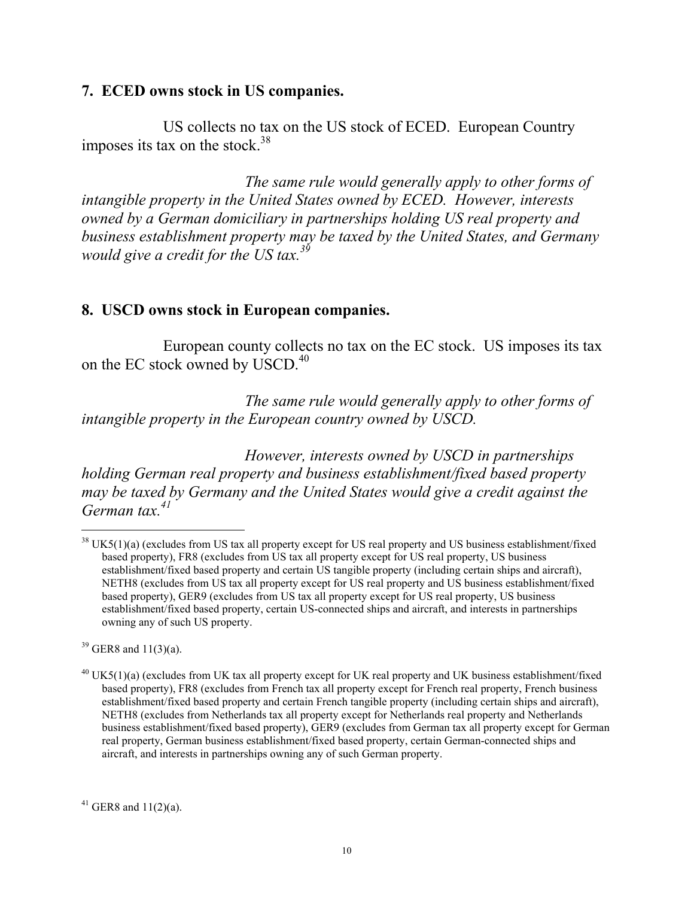## 7. ECED owns stock in US companies.

US collects no tax on the US stock of ECED. European Country imposes its tax on the stock.[38]

*The same rule would generally apply to other forms of intangible property in the United States owned by ECED. However, interests owned by a German domiciliary in partnerships holding US real property and business establishment property may be taxed by the United States, and Germany would give a credit for the US tax.*[39]

## 8. USCD owns stock in European companies.

European county collects no tax on the EC stock. US imposes its tax on the EC stock owned by USCD.[40]

*The same rule would generally apply to other forms of intangible property in the European country owned by USCD.*

*However, interests owned by USCD in partnerships holding German real property and business establishment/fixed based property may be taxed by Germany and the United States would give a credit against the German tax.*[41]

---

[38] UK5(1)(a) (excludes from US tax all property except for US real property and US business establishment/fixed based property), FR8 (excludes from US tax all property except for US real property, US business establishment/fixed based property and certain US tangible property (including certain ships and aircraft), NETH8 (excludes from US tax all property except for US real property and US business establishment/fixed based property), GER9 (excludes from US tax all property except for US real property, US business establishment/fixed based property, certain US-connected ships and aircraft, and interests in partnerships owning any of such US property.

[39] GER8 and 11(3)(a).

[40] UK5(1)(a) (excludes from UK tax all property except for UK real property and UK business establishment/fixed based property), FR8 (excludes from French tax all property except for French real property, French business establishment/fixed based property and certain French tangible property (including certain ships and aircraft), NETH8 (excludes from Netherlands tax all property except for Netherlands real property and Netherlands business establishment/fixed based property), GER9 (excludes from German tax all property except for German real property, German business establishment/fixed based property, certain German-connected ships and aircraft, and interests in partnerships owning any of such German property.

[41] GER8 and 11(2)(a).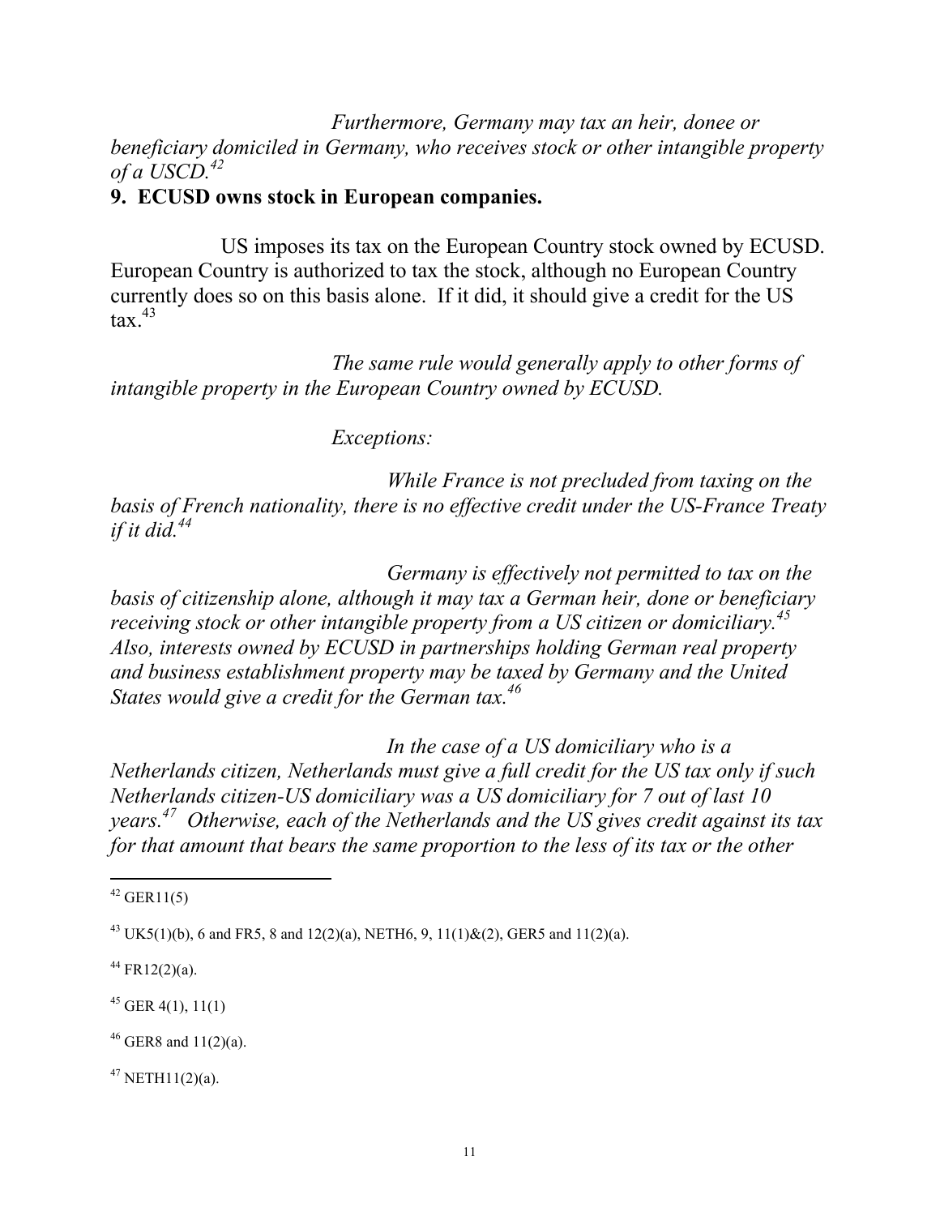*Furthermore, Germany may tax an heir, donee or beneficiary domiciled in Germany, who receives stock or other intangible property of a USCD.*[42]

**9. ECUSD owns stock in European companies.**

US imposes its tax on the European Country stock owned by ECUSD. European Country is authorized to tax the stock, although no European Country currently does so on this basis alone. If it did, it should give a credit for the US tax.[43]

*The same rule would generally apply to other forms of intangible property in the European Country owned by ECUSD.*

*Exceptions:*

*While France is not precluded from taxing on the basis of French nationality, there is no effective credit under the US-France Treaty if it did.*[44]

*Germany is effectively not permitted to tax on the basis of citizenship alone, although it may tax a German heir, done or beneficiary receiving stock or other intangible property from a US citizen or domiciliary.*[45] *Also, interests owned by ECUSD in partnerships holding German real property and business establishment property may be taxed by Germany and the United States would give a credit for the German tax.*[46]

*In the case of a US domiciliary who is a Netherlands citizen, Netherlands must give a full credit for the US tax only if such Netherlands citizen-US domiciliary was a US domiciliary for 7 out of last 10 years.*[47] *Otherwise, each of the Netherlands and the US gives credit against its tax for that amount that bears the same proportion to the less of its tax or the other*

---

[42] GER11(5)

[43] UK5(1)(b), 6 and FR5, 8 and 12(2)(a), NETH6, 9, 11(1)&(2), GER5 and 11(2)(a).

[44] FR12(2)(a).

[45] GER 4(1), 11(1)

[46] GER8 and 11(2)(a).

[47] NETH11(2)(a).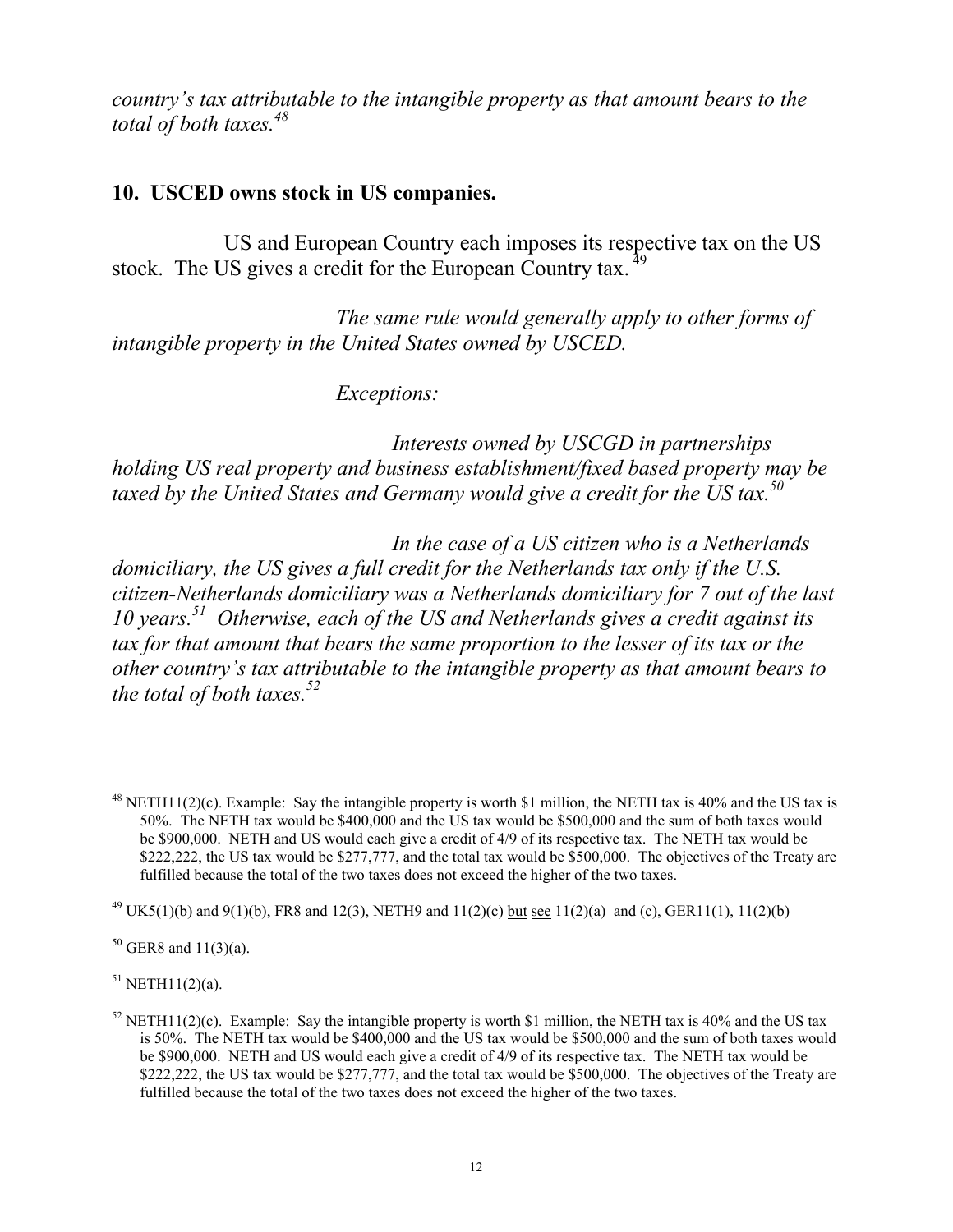*country's tax attributable to the intangible property as that amount bears to the total of both taxes.*[48]

## 10. USCED owns stock in US companies.

US and European Country each imposes its respective tax on the US stock. The US gives a credit for the European Country tax.[49]

*The same rule would generally apply to other forms of intangible property in the United States owned by USCED.*

*Exceptions:*

*Interests owned by USCGD in partnerships holding US real property and business establishment/fixed based property may be taxed by the United States and Germany would give a credit for the US tax.*[50]

*In the case of a US citizen who is a Netherlands domiciliary, the US gives a full credit for the Netherlands tax only if the U.S. citizen-Netherlands domiciliary was a Netherlands domiciliary for 7 out of the last 10 years.*[51] *Otherwise, each of the US and Netherlands gives a credit against its tax for that amount that bears the same proportion to the lesser of its tax or the other country's tax attributable to the intangible property as that amount bears to the total of both taxes.*[52]

---

[48] NETH11(2)(c). Example: Say the intangible property is worth $1 million, the NETH tax is 40% and the US tax is 50%. The NETH tax would be $400,000 and the US tax would be $500,000 and the sum of both taxes would be $900,000. NETH and US would each give a credit of 4/9 of its respective tax. The NETH tax would be $222,222, the US tax would be $277,777, and the total tax would be $500,000. The objectives of the Treaty are fulfilled because the total of the two taxes does not exceed the higher of the two taxes.

[49] UK5(1)(b) and 9(1)(b), FR8 and 12(3), NETH9 and 11(2)(c) <u>but see</u> 11(2)(a) and (c), GER11(1), 11(2)(b)

[50] GER8 and 11(3)(a).

[51] NETH11(2)(a).

[52] NETH11(2)(c). Example: Say the intangible property is worth $1 million, the NETH tax is 40% and the US tax is 50%. The NETH tax would be $400,000 and the US tax would be $500,000 and the sum of both taxes would be $900,000. NETH and US would each give a credit of 4/9 of its respective tax. The NETH tax would be $222,222, the US tax would be $277,777, and the total tax would be $500,000. The objectives of the Treaty are fulfilled because the total of the two taxes does not exceed the higher of the two taxes.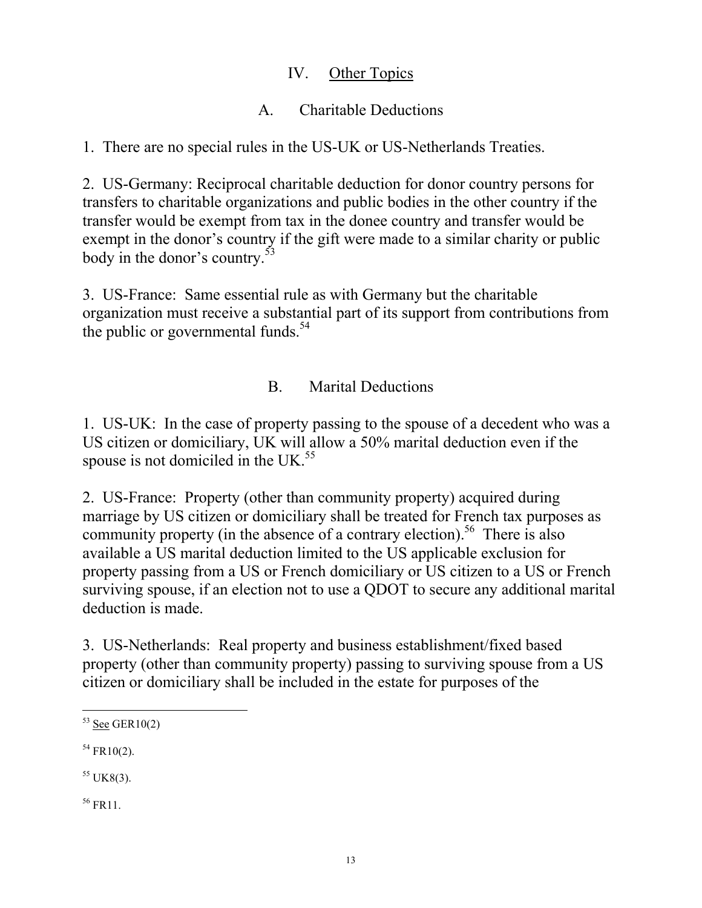## IV. Other Topics

### A. Charitable Deductions

1. There are no special rules in the US-UK or US-Netherlands Treaties.

2. US-Germany: Reciprocal charitable deduction for donor country persons for transfers to charitable organizations and public bodies in the other country if the transfer would be exempt from tax in the donee country and transfer would be exempt in the donor's country if the gift were made to a similar charity or public body in the donor's country.[53]

3. US-France: Same essential rule as with Germany but the charitable organization must receive a substantial part of its support from contributions from the public or governmental funds.[54]

### B. Marital Deductions

1. US-UK: In the case of property passing to the spouse of a decedent who was a US citizen or domiciliary, UK will allow a 50% marital deduction even if the spouse is not domiciled in the UK.[55]

2. US-France: Property (other than community property) acquired during marriage by US citizen or domiciliary shall be treated for French tax purposes as community property (in the absence of a contrary election).[56] There is also available a US marital deduction limited to the US applicable exclusion for property passing from a US or French domiciliary or US citizen to a US or French surviving spouse, if an election not to use a QDOT to secure any additional marital deduction is made.

3. US-Netherlands: Real property and business establishment/fixed based property (other than community property) passing to surviving spouse from a US citizen or domiciliary shall be included in the estate for purposes of the

---

[53] See GER10(2)

[54] FR10(2).

[55] UK8(3).

[56] FR11.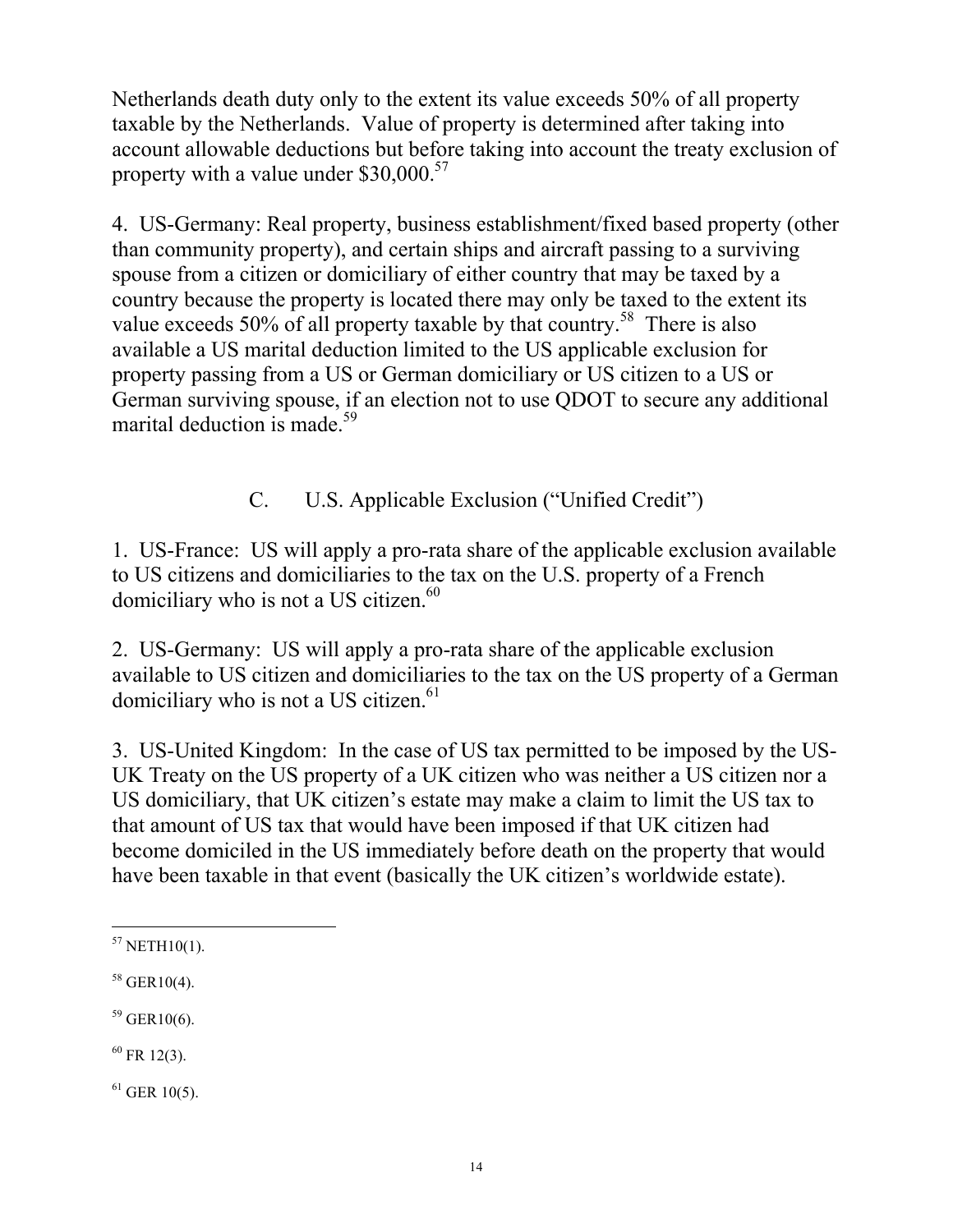Netherlands death duty only to the extent its value exceeds 50% of all property taxable by the Netherlands. Value of property is determined after taking into account allowable deductions but before taking into account the treaty exclusion of property with a value under $30,000.[57]

4. US-Germany: Real property, business establishment/fixed based property (other than community property), and certain ships and aircraft passing to a surviving spouse from a citizen or domiciliary of either country that may be taxed by a country because the property is located there may only be taxed to the extent its value exceeds 50% of all property taxable by that country.[58] There is also available a US marital deduction limited to the US applicable exclusion for property passing from a US or German domiciliary or US citizen to a US or German surviving spouse, if an election not to use QDOT to secure any additional marital deduction is made.[59]

## C. U.S. Applicable Exclusion ("Unified Credit")

1. US-France: US will apply a pro-rata share of the applicable exclusion available to US citizens and domiciliaries to the tax on the U.S. property of a French domiciliary who is not a US citizen.[60]

2. US-Germany: US will apply a pro-rata share of the applicable exclusion available to US citizen and domiciliaries to the tax on the US property of a German domiciliary who is not a US citizen.[61]

3. US-United Kingdom: In the case of US tax permitted to be imposed by the US-UK Treaty on the US property of a UK citizen who was neither a US citizen nor a US domiciliary, that UK citizen's estate may make a claim to limit the US tax to that amount of US tax that would have been imposed if that UK citizen had become domiciled in the US immediately before death on the property that would have been taxable in that event (basically the UK citizen's worldwide estate).

---

[57] NETH10(1).

[58] GER10(4).

[59] GER10(6).

[60] FR 12(3).

[61] GER 10(5).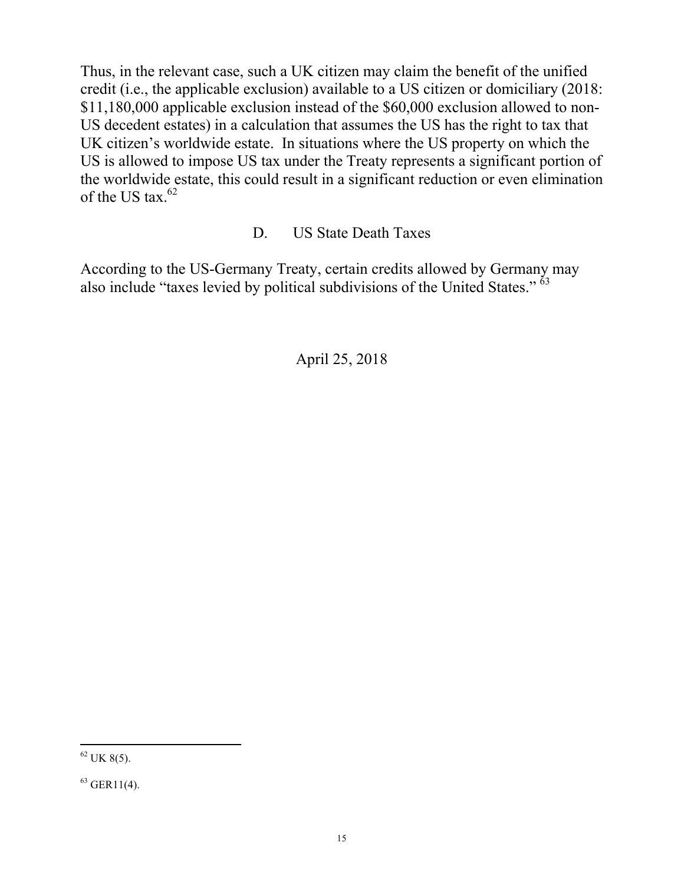Thus, in the relevant case, such a UK citizen may claim the benefit of the unified credit (i.e., the applicable exclusion) available to a US citizen or domiciliary (2018: $11,180,000 applicable exclusion instead of the $60,000 exclusion allowed to non-US decedent estates) in a calculation that assumes the US has the right to tax that UK citizen's worldwide estate. In situations where the US property on which the US is allowed to impose US tax under the Treaty represents a significant portion of the worldwide estate, this could result in a significant reduction or even elimination of the US tax.[62]

## D. US State Death Taxes

According to the US-Germany Treaty, certain credits allowed by Germany may also include "taxes levied by political subdivisions of the United States." [63]

April 25, 2018

---

[62] UK 8(5).

[63] GER11(4).